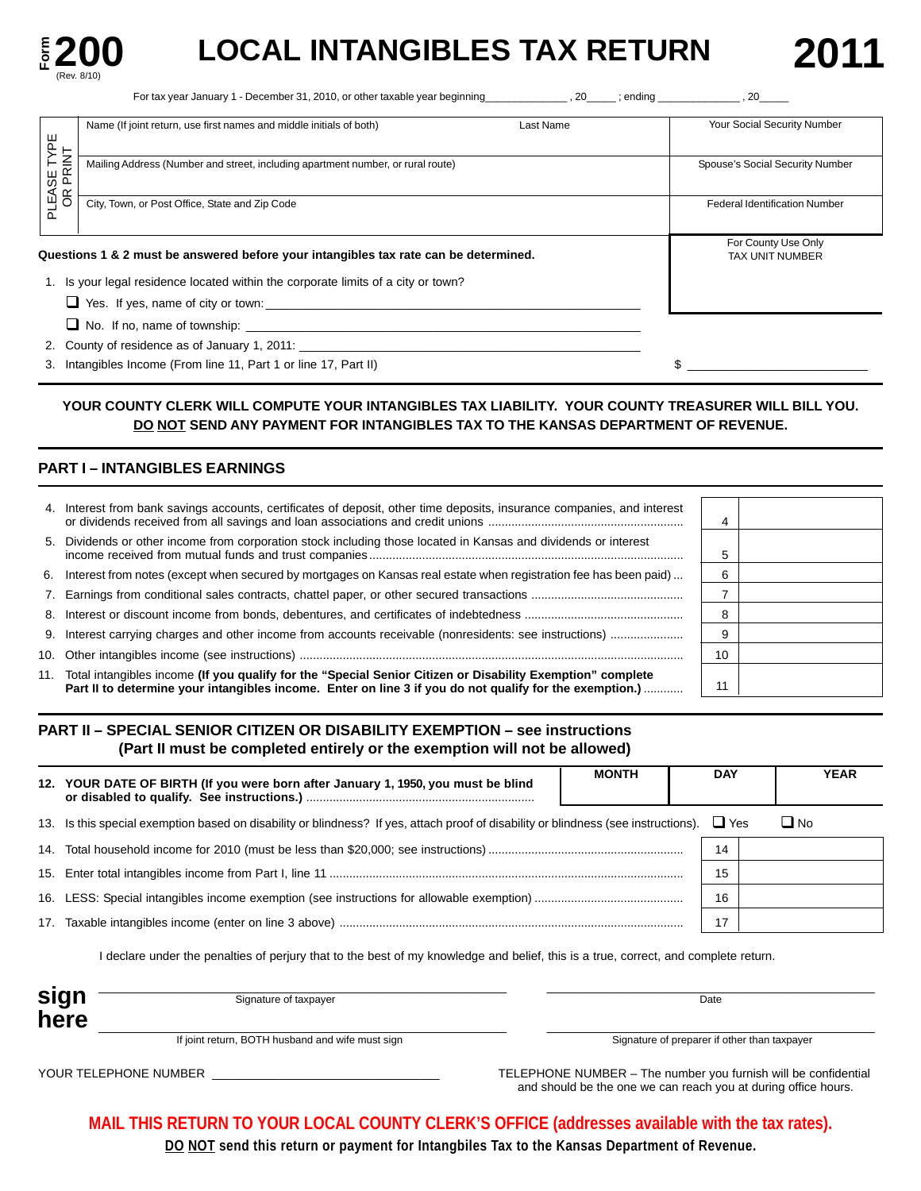# Form 200 (Rev. 8/10) LOCAL INTANGIBLES TAX RETURN 2011

For tax year January 1 - December 31, 2010, or other taxable year beginning______________ , 20_____ ; ending ______________ , 20_____

PLEASE TYPE OR PRINT

| Name (If joint return, use first names and middle initials of both) | Last Name | Your Social Security Number |
|---|---|---|
| Mailing Address (Number and street, including apartment number, or rural route) | | Spouse's Social Security Number |
| City, Town, or Post Office, State and Zip Code | | Federal Identification Number |

**Questions 1 & 2 must be answered before your intangibles tax rate can be determined.**

For County Use Only
TAX UNIT NUMBER

1. Is your legal residence located within the corporate limits of a city or town?
   - ❑ Yes. If yes, name of city or town: ____________________
   - ❑ No. If no, name of township: ____________________
2. County of residence as of January 1, 2011: ____________________
3. Intangibles Income (From line 11, Part 1 or line 17, Part II) $ ____________________

**YOUR COUNTY CLERK WILL COMPUTE YOUR INTANGIBLES TAX LIABILITY. YOUR COUNTY TREASURER WILL BILL YOU. DO NOT SEND ANY PAYMENT FOR INTANGIBLES TAX TO THE KANSAS DEPARTMENT OF REVENUE.**

## PART I – INTANGIBLES EARNINGS

| | Description | Line | Amount |
|---|---|---|---|
| 4. | Interest from bank savings accounts, certificates of deposit, other time deposits, insurance companies, and interest or dividends received from all savings and loan associations and credit unions | 4 | |
| 5. | Dividends or other income from corporation stock including those located in Kansas and dividends or interest income received from mutual funds and trust companies | 5 | |
| 6. | Interest from notes (except when secured by mortgages on Kansas real estate when registration fee has been paid) | 6 | |
| 7. | Earnings from conditional sales contracts, chattel paper, or other secured transactions | 7 | |
| 8. | Interest or discount income from bonds, debentures, and certificates of indebtedness | 8 | |
| 9. | Interest carrying charges and other income from accounts receivable (nonresidents: see instructions) | 9 | |
| 10. | Other intangibles income (see instructions) | 10 | |
| 11. | Total intangibles income **(If you qualify for the "Special Senior Citizen or Disability Exemption" complete Part II to determine your intangibles income. Enter on line 3 if you do not qualify for the exemption.)** | 11 | |

## PART II – SPECIAL SENIOR CITIZEN OR DISABILITY EXEMPTION – see instructions
### (Part II must be completed entirely or the exemption will not be allowed)

| | | MONTH | DAY | YEAR |
|---|---|---|---|---|
| **12.** | **YOUR DATE OF BIRTH (If you were born after January 1, 1950, you must be blind or disabled to qualify. See instructions.)** | | | |

13. Is this special exemption based on disability or blindness? If yes, attach proof of disability or blindness (see instructions). ❑ Yes ❑ No

| | Description | Line | Amount |
|---|---|---|---|
| 14. | Total household income for 2010 (must be less than $20,000; see instructions) | 14 | |
| 15. | Enter total intangibles income from Part I, line 11 | 15 | |
| 16. | LESS: Special intangibles income exemption (see instructions for allowable exemption) | 16 | |
| 17. | Taxable intangibles income (enter on line 3 above) | 17 | |

I declare under the penalties of perjury that to the best of my knowledge and belief, this is a true, correct, and complete return.

**sign here**

______________________ Signature of taxpayer ______________________ Date

______________________ If joint return, BOTH husband and wife must sign ______________________ Signature of preparer if other than taxpayer

YOUR TELEPHONE NUMBER ______________________

TELEPHONE NUMBER – The number you furnish will be confidential and should be the one we can reach you at during office hours.

**MAIL THIS RETURN TO YOUR LOCAL COUNTY CLERK'S OFFICE (addresses available with the tax rates).**

**DO NOT send this return or payment for Intangbiles Tax to the Kansas Department of Revenue.**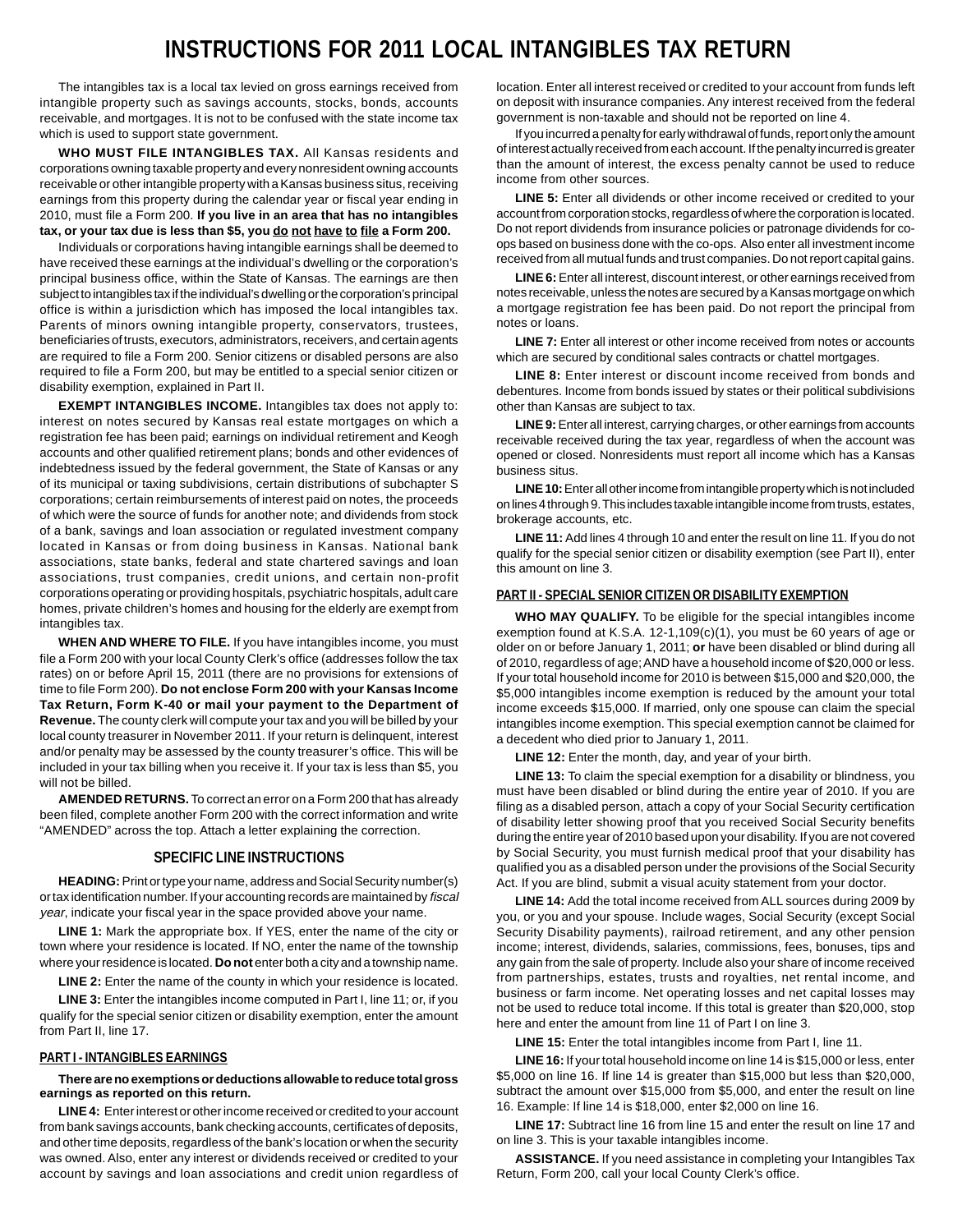# INSTRUCTIONS FOR 2011 LOCAL INTANGIBLES TAX RETURN

The intangibles tax is a local tax levied on gross earnings received from intangible property such as savings accounts, stocks, bonds, accounts receivable, and mortgages. It is not to be confused with the state income tax which is used to support state government.

**WHO MUST FILE INTANGIBLES TAX.** All Kansas residents and corporations owning taxable property and every nonresident owning accounts receivable or other intangible property with a Kansas business situs, receiving earnings from this property during the calendar year or fiscal year ending in 2010, must file a Form 200. **If you live in an area that has no intangibles tax, or your tax due is less than $5, you do not have to file a Form 200.**

Individuals or corporations having intangible earnings shall be deemed to have received these earnings at the individual's dwelling or the corporation's principal business office, within the State of Kansas. The earnings are then subject to intangibles tax if the individual's dwelling or the corporation's principal office is within a jurisdiction which has imposed the local intangibles tax. Parents of minors owning intangible property, conservators, trustees, beneficiaries of trusts, executors, administrators, receivers, and certain agents are required to file a Form 200. Senior citizens or disabled persons are also required to file a Form 200, but may be entitled to a special senior citizen or disability exemption, explained in Part II.

**EXEMPT INTANGIBLES INCOME.** Intangibles tax does not apply to: interest on notes secured by Kansas real estate mortgages on which a registration fee has been paid; earnings on individual retirement and Keogh accounts and other qualified retirement plans; bonds and other evidences of indebtedness issued by the federal government, the State of Kansas or any of its municipal or taxing subdivisions, certain distributions of subchapter S corporations; certain reimbursements of interest paid on notes, the proceeds of which were the source of funds for another note; and dividends from stock of a bank, savings and loan association or regulated investment company located in Kansas or from doing business in Kansas. National bank associations, state banks, federal and state chartered savings and loan associations, trust companies, credit unions, and certain non-profit corporations operating or providing hospitals, psychiatric hospitals, adult care homes, private children's homes and housing for the elderly are exempt from intangibles tax.

**WHEN AND WHERE TO FILE.** If you have intangibles income, you must file a Form 200 with your local County Clerk's office (addresses follow the tax rates) on or before April 15, 2011 (there are no provisions for extensions of time to file Form 200). **Do not enclose Form 200 with your Kansas Income Tax Return, Form K-40 or mail your payment to the Department of Revenue.** The county clerk will compute your tax and you will be billed by your local county treasurer in November 2011. If your return is delinquent, interest and/or penalty may be assessed by the county treasurer's office. This will be included in your tax billing when you receive it. If your tax is less than $5, you will not be billed.

**AMENDED RETURNS.** To correct an error on a Form 200 that has already been filed, complete another Form 200 with the correct information and write "AMENDED" across the top. Attach a letter explaining the correction.

## SPECIFIC LINE INSTRUCTIONS

**HEADING:** Print or type your name, address and Social Security number(s) or tax identification number. If your accounting records are maintained by *fiscal year*, indicate your fiscal year in the space provided above your name.

**LINE 1:** Mark the appropriate box. If YES, enter the name of the city or town where your residence is located. If NO, enter the name of the township where your residence is located. **Do not** enter both a city and a township name.

**LINE 2:** Enter the name of the county in which your residence is located.

**LINE 3:** Enter the intangibles income computed in Part I, line 11; or, if you qualify for the special senior citizen or disability exemption, enter the amount from Part II, line 17.

### PART I - INTANGIBLES EARNINGS

**There are no exemptions or deductions allowable to reduce total gross earnings as reported on this return.**

**LINE 4:** Enter interest or other income received or credited to your account from bank savings accounts, bank checking accounts, certificates of deposits, and other time deposits, regardless of the bank's location or when the security was owned. Also, enter any interest or dividends received or credited to your account by savings and loan associations and credit union regardless of location. Enter all interest received or credited to your account from funds left on deposit with insurance companies. Any interest received from the federal government is non-taxable and should not be reported on line 4.

If you incurred a penalty for early withdrawal of funds, report only the amount of interest actually received from each account. If the penalty incurred is greater than the amount of interest, the excess penalty cannot be used to reduce income from other sources.

**LINE 5:** Enter all dividends or other income received or credited to your account from corporation stocks, regardless of where the corporation is located. Do not report dividends from insurance policies or patronage dividends for co-ops based on business done with the co-ops. Also enter all investment income received from all mutual funds and trust companies. Do not report capital gains.

**LINE 6:** Enter all interest, discount interest, or other earnings received from notes receivable, unless the notes are secured by a Kansas mortgage on which a mortgage registration fee has been paid. Do not report the principal from notes or loans.

**LINE 7:** Enter all interest or other income received from notes or accounts which are secured by conditional sales contracts or chattel mortgages.

**LINE 8:** Enter interest or discount income received from bonds and debentures. Income from bonds issued by states or their political subdivisions other than Kansas are subject to tax.

**LINE 9:** Enter all interest, carrying charges, or other earnings from accounts receivable received during the tax year, regardless of when the account was opened or closed. Nonresidents must report all income which has a Kansas business situs.

**LINE 10:** Enter all other income from intangible property which is not included on lines 4 through 9. This includes taxable intangible income from trusts, estates, brokerage accounts, etc.

**LINE 11:** Add lines 4 through 10 and enter the result on line 11. If you do not qualify for the special senior citizen or disability exemption (see Part II), enter this amount on line 3.

### PART II - SPECIAL SENIOR CITIZEN OR DISABILITY EXEMPTION

**WHO MAY QUALIFY.** To be eligible for the special intangibles income exemption found at K.S.A. 12-1,109(c)(1), you must be 60 years of age or older on or before January 1, 2011; **or** have been disabled or blind during all of 2010, regardless of age; AND have a household income of $20,000 or less. If your total household income for 2010 is between $15,000 and $20,000, the $5,000 intangibles income exemption is reduced by the amount your total income exceeds $15,000. If married, only one spouse can claim the special intangibles income exemption. This special exemption cannot be claimed for a decedent who died prior to January 1, 2011.

**LINE 12:** Enter the month, day, and year of your birth.

**LINE 13:** To claim the special exemption for a disability or blindness, you must have been disabled or blind during the entire year of 2010. If you are filing as a disabled person, attach a copy of your Social Security certification of disability letter showing proof that you received Social Security benefits during the entire year of 2010 based upon your disability. If you are not covered by Social Security, you must furnish medical proof that your disability has qualified you as a disabled person under the provisions of the Social Security Act. If you are blind, submit a visual acuity statement from your doctor.

**LINE 14:** Add the total income received from ALL sources during 2009 by you, or you and your spouse. Include wages, Social Security (except Social Security Disability payments), railroad retirement, and any other pension income; interest, dividends, salaries, commissions, fees, bonuses, tips and any gain from the sale of property. Include also your share of income received from partnerships, estates, trusts and royalties, net rental income, and business or farm income. Net operating losses and net capital losses may not be used to reduce total income. If this total is greater than $20,000, stop here and enter the amount from line 11 of Part I on line 3.

**LINE 15:** Enter the total intangibles income from Part I, line 11.

**LINE 16:** If your total household income on line 14 is $15,000 or less, enter $5,000 on line 16. If line 14 is greater than $15,000 but less than $20,000, subtract the amount over $15,000 from $5,000, and enter the result on line 16. Example: If line 14 is $18,000, enter $2,000 on line 16.

**LINE 17:** Subtract line 16 from line 15 and enter the result on line 17 and on line 3. This is your taxable intangibles income.

**ASSISTANCE.** If you need assistance in completing your Intangibles Tax Return, Form 200, call your local County Clerk's office.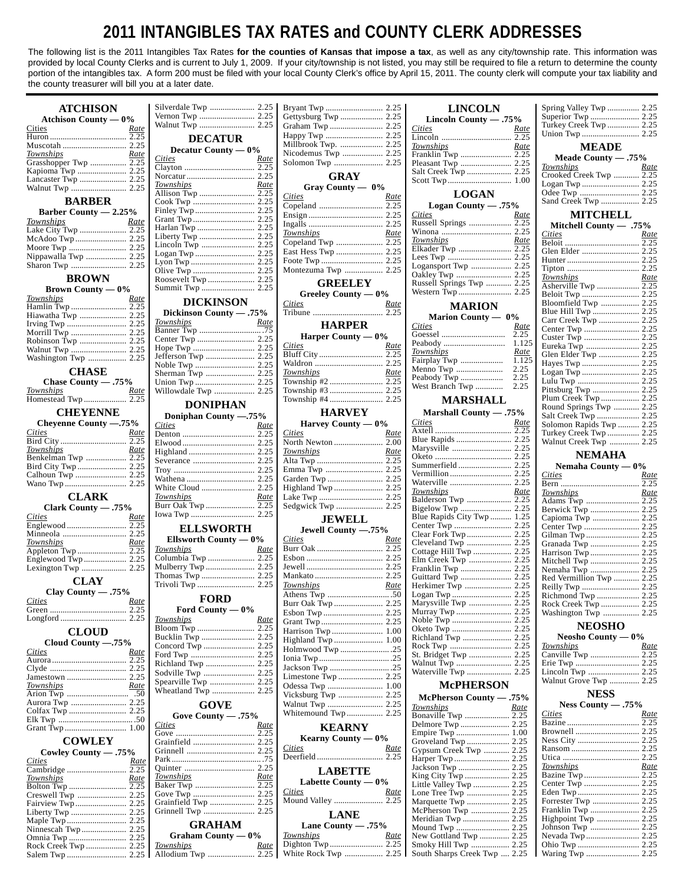# 2011 INTANGIBLES TAX RATES and COUNTY CLERK ADDRESSES

The following list is the 2011 Intangibles Tax Rates **for the counties of Kansas that impose a tax**, as well as any city/township rate. This information was provided by local County Clerks and is current to July 1, 2009. If your city/township is not listed, you may still be required to file a return to determine the county portion of the intangibles tax. A form 200 must be filed with your local County Clerk's office by April 15, 2011. The county clerk will compute your tax liability and the county treasurer will bill you at a later date.

## ATCHISON

**Atchison County — 0%**

| *Cities* | *Rate* |
|---|---|
| Huron | 2.25 |
| Muscotah | 2.25 |
| *Townships* | *Rate* |
| Grasshopper Twp | 2.25 |
| Kapioma Twp | 2.25 |
| Lancaster Twp | 2.25 |
| Walnut Twp | 2.25 |

## BARBER

**Barber County — 2.25%**

| *Townships* | *Rate* |
|---|---|
| Lake City Twp | 2.25 |
| McAdoo Twp | 2.25 |
| Moore Twp | 2.25 |
| Nippawalla Twp | 2.25 |
| Sharon Twp | 2.25 |

## BROWN

**Brown County — 0%**

| *Townships* | *Rate* |
|---|---|
| Hamlin Twp | 2.25 |
| Hiawatha Twp | 2.25 |
| Irving Twp | 2.25 |
| Morrill Twp | 2.25 |
| Robinson Twp | 2.25 |
| Walnut Twp | 2.25 |
| Washington Twp | 2.25 |

## CHASE

**Chase County — .75%**

| *Townships* | *Rate* |
|---|---|
| Homestead Twp | 2.25 |

## CHEYENNE

**Cheyenne County —.75%**

| *Cities* | *Rate* |
|---|---|
| Bird City | 2.25 |
| *Townships* | *Rate* |
| Benkelman Twp | 2.25 |
| Bird City Twp | 2.25 |
| Calhoun Twp | 2.25 |
| Wano Twp | 2.25 |

## CLARK

**Clark County — .75%**

| *Cities* | *Rate* |
|---|---|
| Englewood | 2.25 |
| Minneola | 2.25 |
| *Townships* | *Rate* |
| Appleton Twp | 2.25 |
| Englewood Twp | 2.25 |
| Lexington Twp | 2.25 |

## CLAY

**Clay County — .75%**

| *Cities* | *Rate* |
|---|---|
| Green | 2.25 |
| Longford | 2.25 |

## CLOUD

**Cloud County —.75%**

| *Cities* | *Rate* |
|---|---|
| Aurora | 2.25 |
| Clyde | 2.25 |
| Jamestown | 2.25 |
| *Townships* | *Rate* |
| Arion Twp | .50 |
| Aurora Twp | 2.25 |
| Colfax Twp | 2.25 |
| Elk Twp | .50 |
| Grant Twp | 1.00 |

## COWLEY

**Cowley County — .75%**

| *Cities* | *Rate* |
|---|---|
| Cambridge | 2.25 |
| *Townships* | *Rate* |
| Bolton Twp | 2.25 |
| Creswell Twp | 2.25 |
| Fairview Twp | 2.25 |
| Liberty Twp | 2.25 |
| Maple Twp | 2.25 |
| Ninnescah Twp | 2.25 |
| Omnia Twp | 2.25 |
| Rock Creek Twp | 2.25 |
| Salem Twp | 2.25 |
| Silverdale Twp | 2.25 |
| Vernon Twp | 2.25 |
| Walnut Twp | 2.25 |

## DECATUR

**Decatur County — 0%**

| *Cities* | *Rate* |
|---|---|
| Clayton | 2.25 |
| Norcatur | 2.25 |
| *Townships* | *Rate* |
| Allison Twp | 2.25 |
| Cook Twp | 2.25 |
| Finley Twp | 2.25 |
| Grant Twp | 2.25 |
| Harlan Twp | 2.25 |
| Liberty Twp | 2.25 |
| Lincoln Twp | 2.25 |
| Logan Twp | 2.25 |
| Lyon Twp | 2.25 |
| Olive Twp | 2.25 |
| Roosevelt Twp | 2.25 |
| Summit Twp | 2.25 |

## DICKINSON

**Dickinson County — .75%**

| *Townships* | *Rate* |
|---|---|
| Banner Twp | .75 |
| Center Twp | 2.25 |
| Hope Twp | 2.25 |
| Jefferson Twp | 2.25 |
| Noble Twp | 2.25 |
| Sherman Twp | 2.25 |
| Union Twp | 2.25 |
| Willowdale Twp | 2.25 |

## DONIPHAN

**Doniphan County —.75%**

| *Cities* | *Rate* |
|---|---|
| Denton | 2.25 |
| Elwood | 2.25 |
| Highland | 2.25 |
| Severance | 2.25 |
| Troy | 2.25 |
| Wathena | 2.25 |
| White Cloud | 2.25 |
| *Townships* | *Rate* |
| Burr Oak Twp | 2.25 |
| Iowa Twp | 2.25 |

## ELLSWORTH

**Ellsworth County — 0%**

| *Townships* | *Rate* |
|---|---|
| Columbia Twp | 2.25 |
| Mulberry Twp | 2.25 |
| Thomas Twp | 2.25 |
| Trivoli Twp | 2.25 |

## FORD

**Ford County — 0%**

| *Townships* | *Rate* |
|---|---|
| Bloom Twp | 2.25 |
| Bucklin Twp | 2.25 |
| Concord Twp | 2.25 |
| Ford Twp | 2.25 |
| Richland Twp | 2.25 |
| Sodville Twp | 2.25 |
| Spearville Twp | 2.25 |
| Wheatland Twp | 2.25 |

## GOVE

**Gove County — .75%**

| *Cities* | *Rate* |
|---|---|
| Gove | 2.25 |
| Grainfield | 2.25 |
| Grinnell | 2.25 |
| Park | .75 |
| Quinter | 2.25 |
| *Townships* | *Rate* |
| Baker Twp | 2.25 |
| Gove Twp | 2.25 |
| Grainfield Twp | 2.25 |
| Grinnell Twp | 2.25 |

## GRAHAM

**Graham County — 0%**

| *Townships* | *Rate* |
|---|---|
| Allodium Twp | 2.25 |
| Bryant Twp | 2.25 |
| Gettysburg Twp | 2.25 |
| Graham Twp | 2.25 |
| Happy Twp | 2.25 |
| Millbrook Twp. | 2.25 |
| Nicodemus Twp | 2.25 |
| Solomon Twp | 2.25 |

## GRAY

**Gray County — 0%**

| *Cities* | *Rate* |
|---|---|
| Copeland | 2.25 |
| Ensign | 2.25 |
| Ingalls | 2.25 |
| *Townships* | *Rate* |
| Copeland Twp | 2.25 |
| East Hess Twp | 2.25 |
| Foote Twp | 2.25 |
| Montezuma Twp | 2.25 |

## GREELEY

**Greeley County — 0%**

| *Cities* | *Rate* |
|---|---|
| Tribune | 2.25 |

## HARPER

**Harper County — 0%**

| *Cities* | *Rate* |
|---|---|
| Bluff City | 2.25 |
| Waldron | 2.25 |
| *Townships* | *Rate* |
| Township #2 | 2.25 |
| Township #3 | 2.25 |
| Township #4 | 2.25 |

## HARVEY

**Harvey County — 0%**

| *Cities* | *Rate* |
|---|---|
| North Newton | 2.00 |
| *Townships* | *Rate* |
| Alta Twp | 2.25 |
| Emma Twp | 2.25 |
| Garden Twp | 2.25 |
| Highland Twp | 2.25 |
| Lake Twp | 2.25 |
| Sedgwick Twp | 2.25 |

## JEWELL

**Jewell County —.75%**

| *Cities* | *Rate* |
|---|---|
| Burr Oak | 2.25 |
| Esbon | 2.25 |
| Jewell | 2.25 |
| Mankato | 2.25 |
| *Townships* | *Rate* |
| Athens Twp | .50 |
| Burr Oak Twp | 2.25 |
| Esbon Twp | 2.25 |
| Grant Twp | 2.25 |
| Harrison Twp | 1.00 |
| Highland Twp | 1.00 |
| Holmwood Twp | .25 |
| Ionia Twp | .25 |
| Jackson Twp | .25 |
| Limestone Twp | 2.25 |
| Odessa Twp | 1.00 |
| Vicksburg Twp | 2.25 |
| Walnut Twp | 2.25 |
| Whitemound Twp | 2.25 |

## KEARNY

**Kearny County — 0%**

| *Cities* | *Rate* |
|---|---|
| Deerfield | 2.25 |

## LABETTE

**Labette County — 0%**

| *Cities* | *Rate* |
|---|---|
| Mound Valley | 2.25 |

## LANE

**Lane County — .75%**

| *Townships* | *Rate* |
|---|---|
| Dighton Twp | 2.25 |
| White Rock Twp | 2.25 |

## LINCOLN

**Lincoln County — .75%**

| *Cities* | *Rate* |
|---|---|
| Lincoln | 2.25 |
| *Townships* | *Rate* |
| Franklin Twp | 2.25 |
| Pleasant Twp | 2.25 |
| Salt Creek Twp | 2.25 |
| Scott Twp | 1.00 |

## LOGAN

**Logan County — .75%**

| *Cities* | *Rate* |
|---|---|
| Russell Springs | 2.25 |
| Winona | 2.25 |
| *Townships* | *Rate* |
| Elkader Twp | 2.25 |
| Lees Twp | 2.25 |
| Logansport Twp | 2.25 |
| Oakley Twp | 2.25 |
| Russell Springs Twp | 2.25 |
| Western Twp | 2.25 |

## MARION

**Marion County — 0%**

| *Cities* | *Rate* |
|---|---|
| Goessel | 2.25 |
| Peabody | 1.125 |
| *Townships* | *Rate* |
| Fairplay Twp | 1.125 |
| Menno Twp | 2.25 |
| Peabody Twp | 2.25 |
| West Branch Twp | 2.25 |

## MARSHALL

**Marshall County — .75%**

| *Cities* | *Rate* |
|---|---|
| Axtell | 2.25 |
| Blue Rapids | 2.25 |
| Marysville | 2.25 |
| Oketo | 2.25 |
| Summerfield | 2.25 |
| Vermillion | 2.25 |
| Waterville | 2.25 |
| *Townships* | *Rate* |
| Balderson Twp | 2.25 |
| Bigelow Twp | 2.25 |
| Blue Rapids City Twp | 1.25 |
| Center Twp | 2.25 |
| Clear Fork Twp | 2.25 |
| Cleveland Twp | 2.25 |
| Cottage Hill Twp | 2.25 |
| Elm Creek Twp | 2.25 |
| Franklin Twp | 2.25 |
| Guittard Twp | 2.25 |
| Herkimer Twp | 2.25 |
| Logan Twp | 2.25 |
| Marysville Twp | 2.25 |
| Murray Twp | 2.25 |
| Noble Twp | 2.25 |
| Oketo Twp | 2.25 |
| Richland Twp | 2.25 |
| Rock Twp | 2.25 |
| St. Bridget Twp | 2.25 |
| Walnut Twp | 2.25 |
| Waterville Twp | 2.25 |

## McPHERSON

**McPherson County — .75%**

| *Townships* | *Rate* |
|---|---|
| Bonaville Twp | 2.25 |
| Delmore Twp | 2.25 |
| Empire Twp | 1.00 |
| Groveland Twp | 2.25 |
| Gypsum Creek Twp | 2.25 |
| Harper Twp | 2.25 |
| Jackson Twp | 2.25 |
| King City Twp | 2.25 |
| Little Valley Twp | 2.25 |
| Lone Tree Twp | 2.25 |
| Marquette Twp | 2.25 |
| McPherson Twp | 2.25 |
| Meridian Twp | 2.25 |
| Mound Twp | 2.25 |
| New Gottland Twp | 2.25 |
| Smoky Hill Twp | 2.25 |
| South Sharps Creek Twp | 2.25 |
| Spring Valley Twp | 2.25 |
| Superior Twp | 2.25 |
| Turkey Creek Twp | 2.25 |
| Union Twp | 2.25 |

## MEADE

**Meade County — .75%**

| *Townships* | *Rate* |
|---|---|
| Crooked Creek Twp | 2.25 |
| Logan Twp | 2.25 |
| Odee Twp | 2.25 |
| Sand Creek Twp | 2.25 |

## MITCHELL

**Mitchell County — .75%**

| *Cities* | *Rate* |
|---|---|
| Beloit | 2.25 |
| Glen Elder | 2.25 |
| Hunter | 2.25 |
| Tipton | 2.25 |
| *Townships* | *Rate* |
| Asherville Twp | 2.25 |
| Beloit Twp | 2.25 |
| Bloomfield Twp | 2.25 |
| Blue Hill Twp | 2.25 |
| Carr Creek Twp | 2.25 |
| Center Twp | 2.25 |
| Custer Twp | 2.25 |
| Eureka Twp | 2.25 |
| Glen Elder Twp | 2.25 |
| Hayes Twp | 2.25 |
| Logan Twp | 2.25 |
| Lulu Twp | 2.25 |
| Pittsburg Twp | 2.25 |
| Plum Creek Twp | 2.25 |
| Round Springs Twp | 2.25 |
| Salt Creek Twp | 2.25 |
| Solomon Rapids Twp | 2.25 |
| Turkey Creek Twp | 2.25 |
| Walnut Creek Twp | 2.25 |

## NEMAHA

**Nemaha County — 0%**

| *Cities* | *Rate* |
|---|---|
| Bern | 2.25 |
| *Townships* | *Rate* |
| Adams Twp | 2.25 |
| Berwick Twp | 2.25 |
| Capioma Twp | 2.25 |
| Center Twp | 2.25 |
| Gilman Twp | 2.25 |
| Granada Twp | 2.25 |
| Harrison Twp | 2.25 |
| Mitchell Twp | 2.25 |
| Nemaha Twp | 2.25 |
| Red Vermillion Twp | 2.25 |
| Reilly Twp | 2.25 |
| Richmond Twp | 2.25 |
| Rock Creek Twp | 2.25 |
| Washington Twp | 2.25 |

## NEOSHO

**Neosho County — 0%**

| *Townships* | *Rate* |
|---|---|
| Canville Twp | 2.25 |
| Erie Twp | 2.25 |
| Lincoln Twp | 2.25 |
| Walnut Grove Twp | 2.25 |

## NESS

**Ness County — .75%**

| *Cities* | *Rate* |
|---|---|
| Bazine | 2.25 |
| Brownell | 2.25 |
| Ness City | 2.25 |
| Ransom | 2.25 |
| Utica | 2.25 |
| *Townships* | *Rate* |
| Bazine Twp | 2.25 |
| Center Twp | 2.25 |
| Eden Twp | 2.25 |
| Forrester Twp | 2.25 |
| Franklin Twp | 2.25 |
| Highpoint Twp | 2.25 |
| Johnson Twp | 2.25 |
| Nevada Twp | 2.25 |
| Ohio Twp | 2.25 |
| Waring Twp | 2.25 |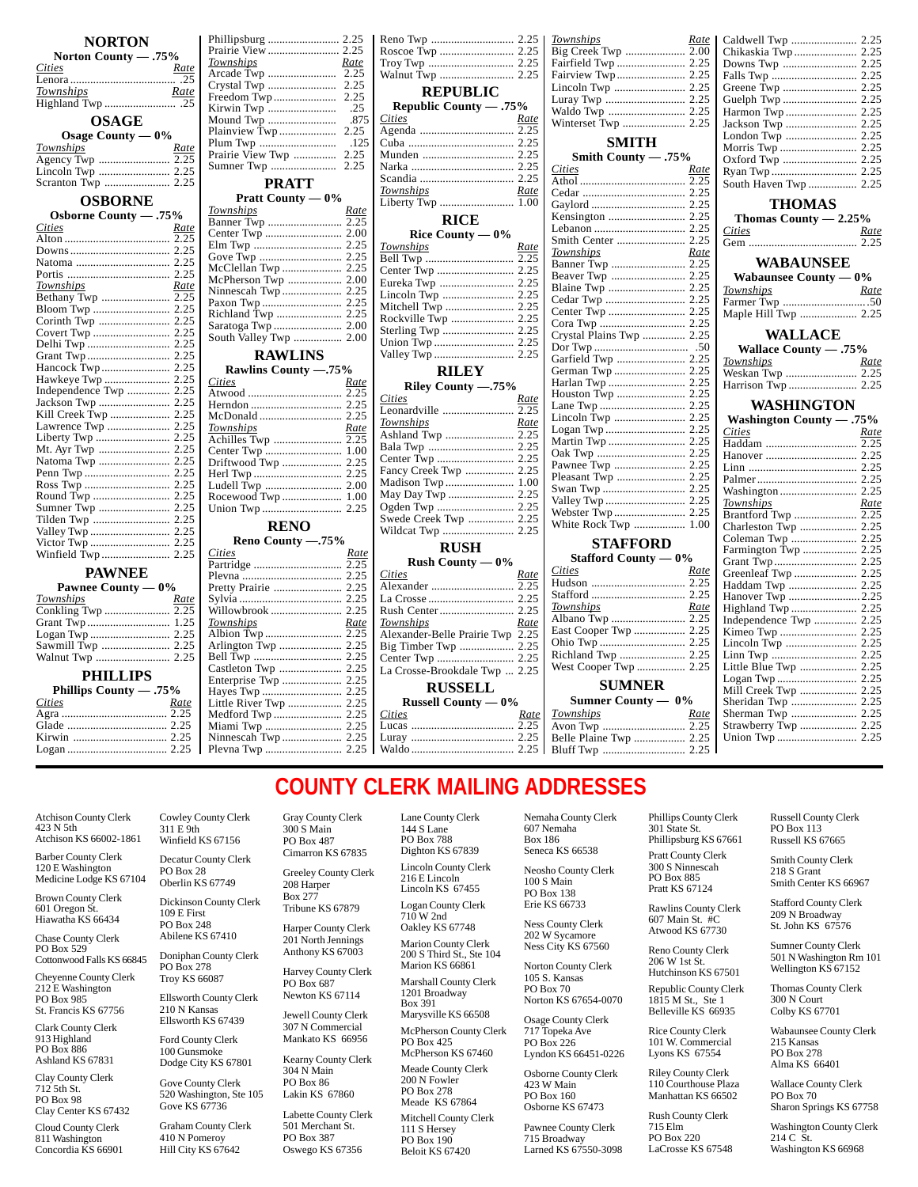## NORTON

**Norton County — .75%**

| Cities | Rate |
|---|---|
| Lenora | .25 |
| **Townships** | **Rate** |
| Highland Twp | .25 |

## OSAGE

**Osage County — 0%**

| Townships | Rate |
|---|---|
| Agency Twp | 2.25 |
| Lincoln Twp | 2.25 |
| Scranton Twp | 2.25 |

## OSBORNE

**Osborne County — .75%**

| Cities | Rate |
|---|---|
| Alton | 2.25 |
| Downs | 2.25 |
| Natoma | 2.25 |
| Portis | 2.25 |
| **Townships** | **Rate** |
| Bethany Twp | 2.25 |
| Bloom Twp | 2.25 |
| Corinth Twp | 2.25 |
| Covert Twp | 2.25 |
| Delhi Twp | 2.25 |
| Grant Twp | 2.25 |
| Hancock Twp | 2.25 |
| Hawkeye Twp | 2.25 |
| Independence Twp | 2.25 |
| Jackson Twp | 2.25 |
| Kill Creek Twp | 2.25 |
| Lawrence Twp | 2.25 |
| Liberty Twp | 2.25 |
| Mt. Ayr Twp | 2.25 |
| Natoma Twp | 2.25 |
| Penn Twp | 2.25 |
| Ross Twp | 2.25 |
| Round Twp | 2.25 |
| Sumner Twp | 2.25 |
| Tilden Twp | 2.25 |
| Valley Twp | 2.25 |
| Victor Twp | 2.25 |
| Winfield Twp | 2.25 |

## PAWNEE

**Pawnee County — 0%**

| Townships | Rate |
|---|---|
| Conkling Twp | 2.25 |
| Grant Twp | 1.25 |
| Logan Twp | 2.25 |
| Sawmill Twp | 2.25 |
| Walnut Twp | 2.25 |

## PHILLIPS

**Phillips County — .75%**

| Cities | Rate |
|---|---|
| Agra | 2.25 |
| Glade | 2.25 |
| Kirwin | 2.25 |
| Logan | 2.25 |
| Phillipsburg | 2.25 |
| Prairie View | 2.25 |
| **Townships** | **Rate** |
| Arcade Twp | 2.25 |
| Crystal Twp | 2.25 |
| Freedom Twp | 2.25 |
| Kirwin Twp | .25 |
| Mound Twp | .875 |
| Plainview Twp | 2.25 |
| Plum Twp | .125 |
| Prairie View Twp | 2.25 |
| Sumner Twp | 2.25 |

## PRATT

**Pratt County — 0%**

| Townships | Rate |
|---|---|
| Banner Twp | 2.25 |
| Center Twp | 2.00 |
| Elm Twp | 2.25 |
| Gove Twp | 2.25 |
| McClellan Twp | 2.25 |
| McPherson Twp | 2.00 |
| Ninnescah Twp | 2.25 |
| Paxon Twp | 2.25 |
| Richland Twp | 2.25 |
| Saratoga Twp | 2.00 |
| South Valley Twp | 2.00 |

## RAWLINS

**Rawlins County —.75%**

| Cities | Rate |
|---|---|
| Atwood | 2.25 |
| Herndon | 2.25 |
| McDonald | 2.25 |
| **Townships** | **Rate** |
| Achilles Twp | 2.25 |
| Center Twp | 1.00 |
| Driftwood Twp | 2.25 |
| Herl Twp | 2.25 |
| Ludell Twp | 2.00 |
| Rocewood Twp | 1.00 |
| Union Twp | 2.25 |

## RENO

**Reno County —.75%**

| Cities | Rate |
|---|---|
| Partridge | 2.25 |
| Plevna | 2.25 |
| Pretty Prairie | 2.25 |
| Sylvia | 2.25 |
| Willowbrook | 2.25 |
| **Townships** | **Rate** |
| Albion Twp | 2.25 |
| Arlington Twp | 2.25 |
| Bell Twp | 2.25 |
| Castleton Twp | 2.25 |
| Enterprise Twp | 2.25 |
| Hayes Twp | 2.25 |
| Little River Twp | 2.25 |
| Medford Twp | 2.25 |
| Miami Twp | 2.25 |
| Ninnescah Twp | 2.25 |
| Plevna Twp | 2.25 |
| Reno Twp | 2.25 |
| Roscoe Twp | 2.25 |
| Troy Twp | 2.25 |
| Walnut Twp | 2.25 |

## REPUBLIC

**Republic County — .75%**

| Cities | Rate |
|---|---|
| Agenda | 2.25 |
| Cuba | 2.25 |
| Munden | 2.25 |
| Narka | 2.25 |
| Scandia | 2.25 |
| **Townships** | **Rate** |
| Liberty Twp | 1.00 |

## RICE

**Rice County — 0%**

| Townships | Rate |
|---|---|
| Bell Twp | 2.25 |
| Center Twp | 2.25 |
| Eureka Twp | 2.25 |
| Lincoln Twp | 2.25 |
| Mitchell Twp | 2.25 |
| Rockville Twp | 2.25 |
| Sterling Twp | 2.25 |
| Union Twp | 2.25 |
| Valley Twp | 2.25 |

## RILEY

**Riley County —.75%**

| Cities | Rate |
|---|---|
| Leonardville | 2.25 |
| **Townships** | **Rate** |
| Ashland Twp | 2.25 |
| Bala Twp | 2.25 |
| Center Twp | 2.25 |
| Fancy Creek Twp | 2.25 |
| Madison Twp | 1.00 |
| May Day Twp | 2.25 |
| Ogden Twp | 2.25 |
| Swede Creek Twp | 2.25 |
| Wildcat Twp | 2.25 |

## RUSH

**Rush County — 0%**

| Cities | Rate |
|---|---|
| Alexander | 2.25 |
| La Crosse | 2.25 |
| Rush Center | 2.25 |
| **Townships** | **Rate** |
| Alexander-Belle Prairie Twp | 2.25 |
| Big Timber Twp | 2.25 |
| Center Twp | 2.25 |
| La Crosse-Brookdale Twp | 2.25 |

## RUSSELL

**Russell County — 0%**

| Cities | Rate |
|---|---|
| Lucas | 2.25 |
| Luray | 2.25 |
| Waldo | 2.25 |
| **Townships** | **Rate** |
| Big Creek Twp | 2.00 |
| Fairfield Twp | 2.25 |
| Fairview Twp | 2.25 |
| Lincoln Twp | 2.25 |
| Luray Twp | 2.25 |
| Waldo Twp | 2.25 |
| Winterset Twp | 2.25 |

## SMITH

**Smith County — .75%**

| Cities | Rate |
|---|---|
| Athol | 2.25 |
| Cedar | 2.25 |
| Gaylord | 2.25 |
| Kensington | 2.25 |
| Lebanon | 2.25 |
| Smith Center | 2.25 |
| **Townships** | **Rate** |
| Banner Twp | 2.25 |
| Beaver Twp | 2.25 |
| Blaine Twp | 2.25 |
| Cedar Twp | 2.25 |
| Center Twp | 2.25 |
| Cora Twp | 2.25 |
| Crystal Plains Twp | 2.25 |
| Dor Twp | .50 |
| Garfield Twp | 2.25 |
| German Twp | 2.25 |
| Harlan Twp | 2.25 |
| Houston Twp | 2.25 |
| Lane Twp | 2.25 |
| Lincoln Twp | 2.25 |
| Logan Twp | 2.25 |
| Martin Twp | 2.25 |
| Oak Twp | 2.25 |
| Pawnee Twp | 2.25 |
| Pleasant Twp | 2.25 |
| Swan Twp | 2.25 |
| Valley Twp | 2.25 |
| Webster Twp | 2.25 |
| White Rock Twp | 1.00 |

## STAFFORD

**Stafford County — 0%**

| Cities | Rate |
|---|---|
| Hudson | 2.25 |
| Stafford | 2.25 |
| **Townships** | **Rate** |
| Albano Twp | 2.25 |
| East Cooper Twp | 2.25 |
| Ohio Twp | 2.25 |
| Richland Twp | 2.25 |
| West Cooper Twp | 2.25 |

## SUMNER

**Sumner County — 0%**

| Townships | Rate |
|---|---|
| Avon Twp | 2.25 |
| Belle Plaine Twp | 2.25 |
| Bluff Twp | 2.25 |
| Caldwell Twp | 2.25 |
| Chikaskia Twp | 2.25 |
| Downs Twp | 2.25 |
| Falls Twp | 2.25 |
| Greene Twp | 2.25 |
| Guelph Twp | 2.25 |
| Harmon Twp | 2.25 |
| Jackson Twp | 2.25 |
| London Twp | 2.25 |
| Morris Twp | 2.25 |
| Oxford Twp | 2.25 |
| Ryan Twp | 2.25 |
| South Haven Twp | 2.25 |

## THOMAS

**Thomas County — 2.25%**

| Cities | Rate |
|---|---|
| Gem | 2.25 |

## WABAUNSEE

**Wabaunsee County — 0%**

| Townships | Rate |
|---|---|
| Farmer Twp | .50 |
| Maple Hill Twp | 2.25 |

## WALLACE

**Wallace County — .75%**

| Townships | Rate |
|---|---|
| Weskan Twp | 2.25 |
| Harrison Twp | 2.25 |

## WASHINGTON

**Washington County — .75%**

| Cities | Rate |
|---|---|
| Haddam | 2.25 |
| Hanover | 2.25 |
| Linn | 2.25 |
| Palmer | 2.25 |
| Washington | 2.25 |
| **Townships** | **Rate** |
| Brantford Twp | 2.25 |
| Charleston Twp | 2.25 |
| Coleman Twp | 2.25 |
| Farmington Twp | 2.25 |
| Grant Twp | 2.25 |
| Greenleaf Twp | 2.25 |
| Haddam Twp | 2.25 |
| Hanover Twp | 2.25 |
| Highland Twp | 2.25 |
| Independence Twp | 2.25 |
| Kimeo Twp | 2.25 |
| Lincoln Twp | 2.25 |
| Linn Twp | 2.25 |
| Little Blue Twp | 2.25 |
| Logan Twp | 2.25 |
| Mill Creek Twp | 2.25 |
| Sheridan Twp | 2.25 |
| Sherman Twp | 2.25 |
| Strawberry Twp | 2.25 |
| Union Twp | 2.25 |

# COUNTY CLERK MAILING ADDRESSES

Atchison County Clerk
423 N 5th
Atchison KS 66002-1861

Barber County Clerk
120 E Washington
Medicine Lodge KS 67104

Brown County Clerk
601 Oregon St.
Hiawatha KS 66434

Chase County Clerk
PO Box 529
Cottonwood Falls KS 66845

Cheyenne County Clerk
212 E Washington
PO Box 985
St. Francis KS 67756

Clark County Clerk
913 Highland
PO Box 886
Ashland KS 67831

Clay County Clerk
712 5th St.
PO Box 98
Clay Center KS 67432

Cloud County Clerk
811 Washington
Concordia KS 66901

Cowley County Clerk
311 E 9th
Winfield KS 67156

Decatur County Clerk
PO Box 28
Oberlin KS 67749

Dickinson County Clerk
109 E First
PO Box 248
Abilene KS 67410

Doniphan County Clerk
PO Box 278
Troy KS 66087

Ellsworth County Clerk
210 N Kansas
Ellsworth KS 67439

Ford County Clerk
100 Gunsmoke
Dodge City KS 67801

Gove County Clerk
520 Washington, Ste 105
Gove KS 67736

Graham County Clerk
410 N Pomeroy
Hill City KS 67642

Gray County Clerk
300 S Main
PO Box 487
Cimarron KS 67835

Greeley County Clerk
208 Harper
Box 277
Tribune KS 67879

Harper County Clerk
201 North Jennings
Anthony KS 67003

Harvey County Clerk
PO Box 687
Newton KS 67114

Jewell County Clerk
307 N Commercial
Mankato KS 66956

Kearny County Clerk
304 N Main
PO Box 86
Lakin KS 67860

Labette County Clerk
501 Merchant St.
PO Box 387
Oswego KS 67356

Lane County Clerk
144 S Lane
PO Box 788
Dighton KS 67839

Lincoln County Clerk
216 E Lincoln
Lincoln KS 67455

Logan County Clerk
710 W 2nd
Oakley KS 67748

Marion County Clerk
200 S Third St., Ste 104
Marion KS 66861

Marshall County Clerk
1201 Broadway
Box 391
Marysville KS 66508

McPherson County Clerk
PO Box 425
McPherson KS 67460

Meade County Clerk
200 N Fowler
PO Box 278
Meade KS 67864

Mitchell County Clerk
111 S Hersey
PO Box 190
Beloit KS 67420

Nemaha County Clerk
607 Nemaha
Box 186
Seneca KS 66538

Neosho County Clerk
100 S Main
PO Box 138
Erie KS 66733

Ness County Clerk
202 W Sycamore
Ness City KS 67560

Norton County Clerk
105 S. Kansas
PO Box 70
Norton KS 67654-0070

Osage County Clerk
717 Topeka Ave
PO Box 226
Lyndon KS 66451-0226

Osborne County Clerk
423 W Main
PO Box 160
Osborne KS 67473

Pawnee County Clerk
715 Broadway
Larned KS 67550-3098

Phillips County Clerk
301 State St.
Phillipsburg KS 67661

Pratt County Clerk
300 S Ninnescah
PO Box 885
Pratt KS 67124

Rawlins County Clerk
607 Main St. #C
Atwood KS 67730

Reno County Clerk
206 W 1st St.
Hutchinson KS 67501

Republic County Clerk
1815 M St., Ste 1
Belleville KS 66935

Rice County Clerk
101 W. Commercial
Lyons KS 67554

Riley County Clerk
110 Courthouse Plaza
Manhattan KS 66502

Rush County Clerk
715 Elm
PO Box 220
LaCrosse KS 67548

Russell County Clerk
PO Box 113
Russell KS 67665

Smith County Clerk
218 S Grant
Smith Center KS 66967

Stafford County Clerk
209 N Broadway
St. John KS 67576

Sumner County Clerk
501 N Washington Rm 101
Wellington KS 67152

Thomas County Clerk
300 N Court
Colby KS 67701

Wabaunsee County Clerk
215 Kansas
PO Box 278
Alma KS 66401

Wallace County Clerk
PO Box 70
Sharon Springs KS 67758

Washington County Clerk
214 C St.
Washington KS 66968